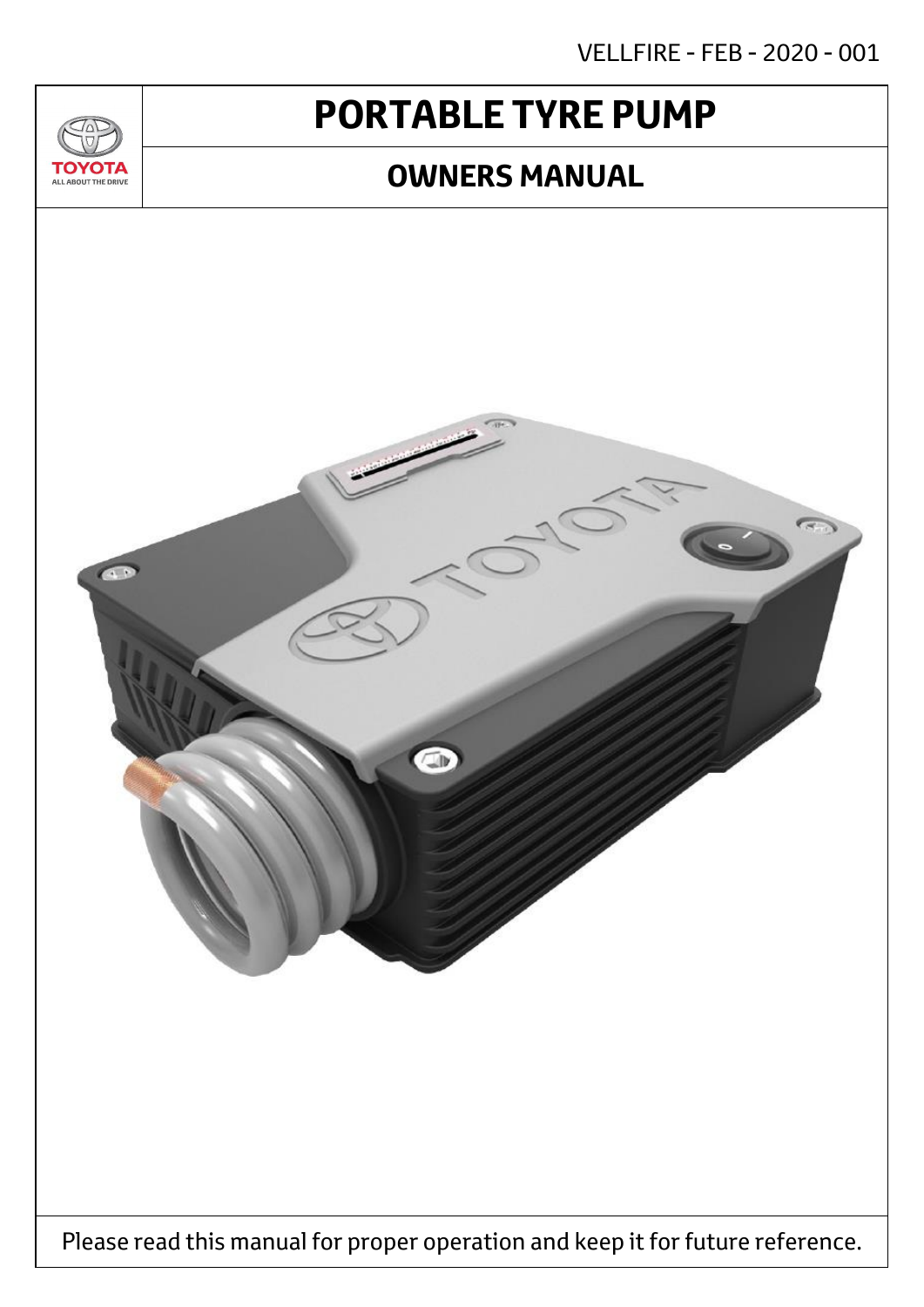VELLFIRE - FEB - 2020 - 001

TOYOTA
ALL ABOUT THE DRIVE

# PORTABLE TYRE PUMP

## OWNERS MANUAL

Please read this manual for proper operation and keep it for future reference.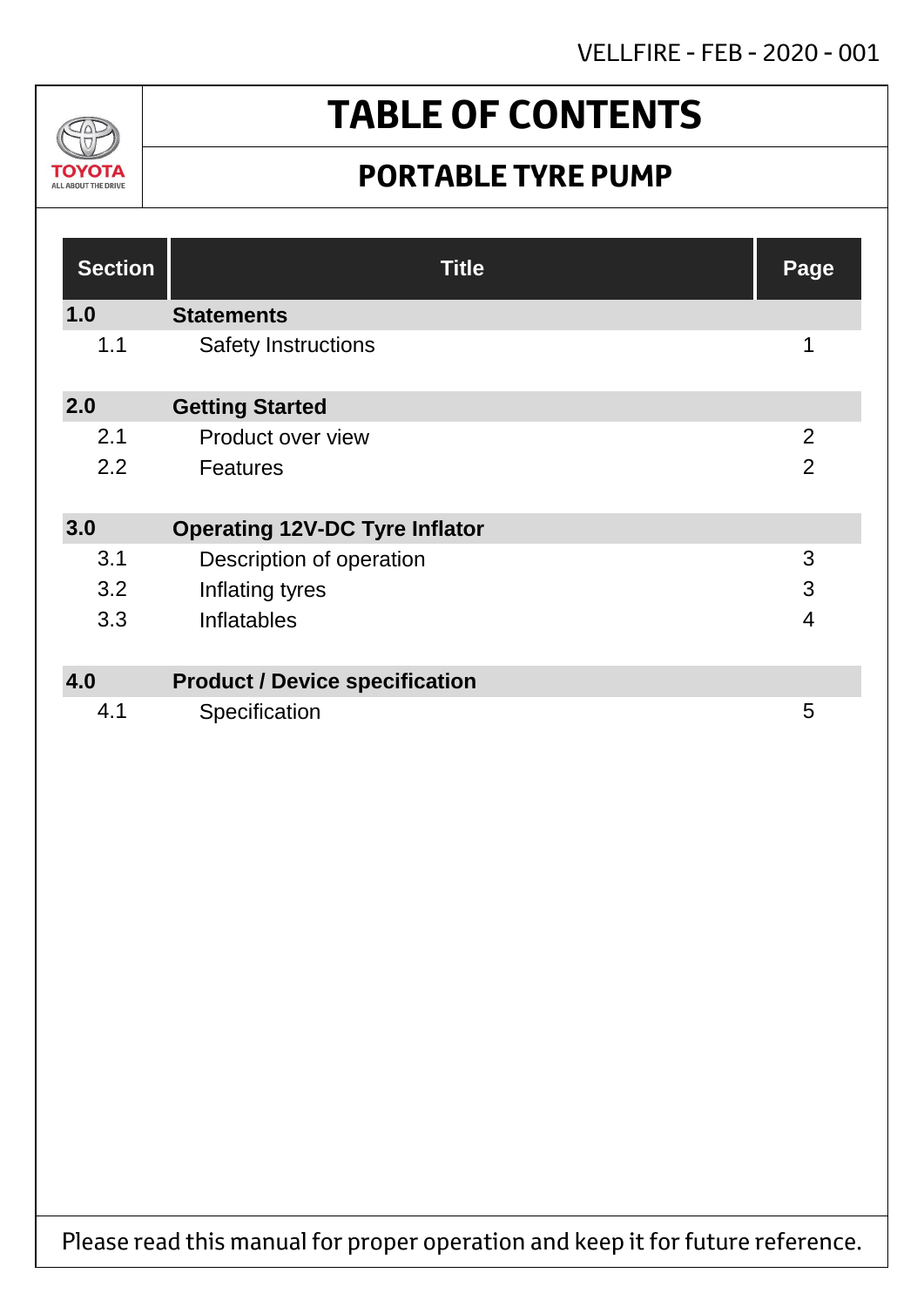# TABLE OF CONTENTS

## PORTABLE TYRE PUMP

| Section | Title | Page |
|---|---|---|
| **1.0** | **Statements** | |
| 1.1 | Safety Instructions | 1 |
| **2.0** | **Getting Started** | |
| 2.1 | Product over view | 2 |
| 2.2 | Features | 2 |
| **3.0** | **Operating 12V-DC Tyre Inflator** | |
| 3.1 | Description of operation | 3 |
| 3.2 | Inflating tyres | 3 |
| 3.3 | Inflatables | 4 |
| **4.0** | **Product / Device specification** | |
| 4.1 | Specification | 5 |

Please read this manual for proper operation and keep it for future reference.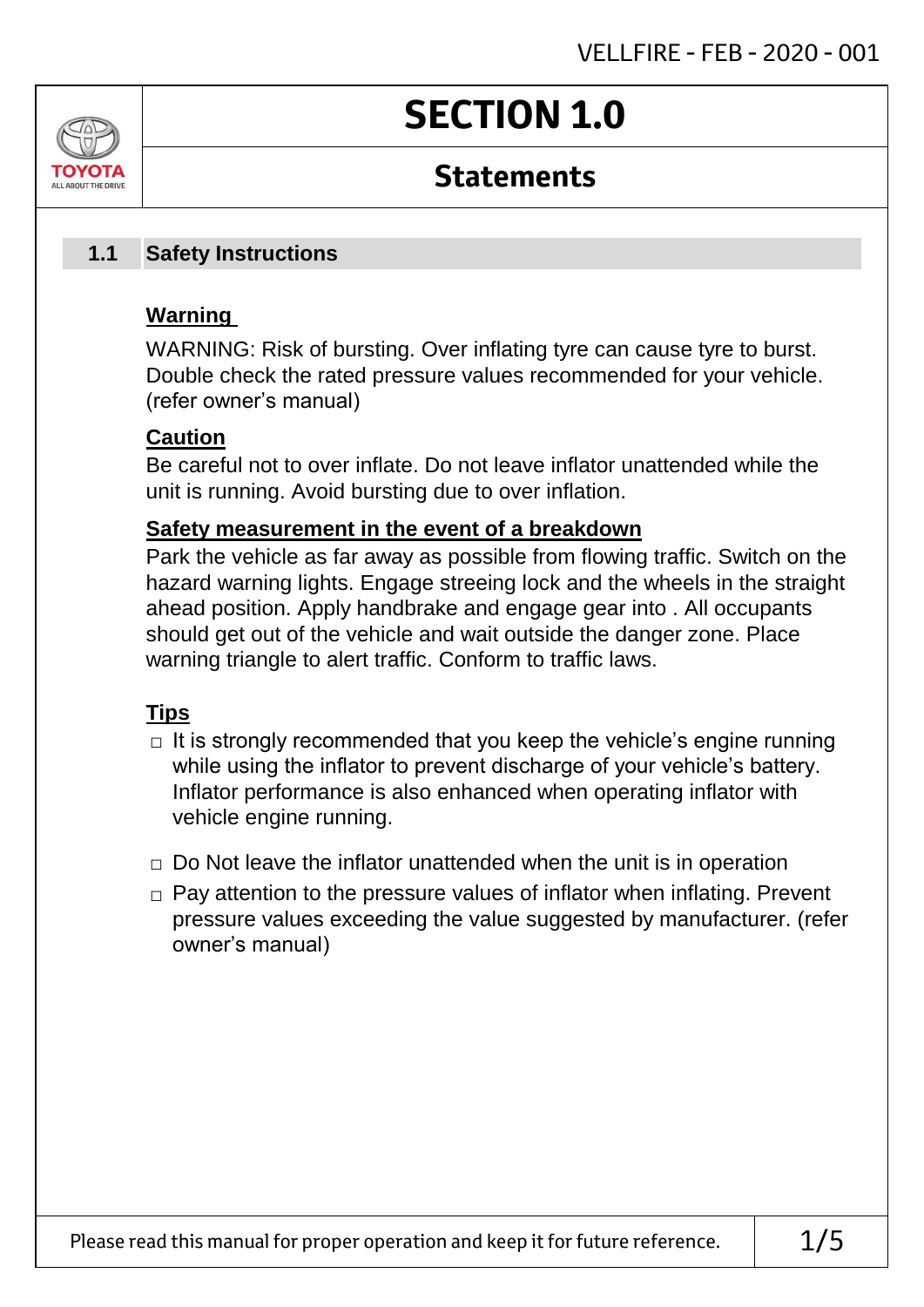# SECTION 1.0

## Statements

### 1.1 Safety Instructions

**Warning**

WARNING: Risk of bursting. Over inflating tyre can cause tyre to burst. Double check the rated pressure values recommended for your vehicle. (refer owner's manual)

**Caution**

Be careful not to over inflate. Do not leave inflator unattended while the unit is running. Avoid bursting due to over inflation.

**Safety measurement in the event of a breakdown**

Park the vehicle as far away as possible from flowing traffic. Switch on the hazard warning lights. Engage streeing lock and the wheels in the straight ahead position. Apply handbrake and engage gear into . All occupants should get out of the vehicle and wait outside the danger zone. Place warning triangle to alert traffic. Conform to traffic laws.

**Tips**

- □ It is strongly recommended that you keep the vehicle's engine running while using the inflator to prevent discharge of your vehicle's battery. Inflator performance is also enhanced when operating inflator with vehicle engine running.
- □ Do Not leave the inflator unattended when the unit is in operation
- □ Pay attention to the pressure values of inflator when inflating. Prevent pressure values exceeding the value suggested by manufacturer. (refer owner's manual)

Please read this manual for proper operation and keep it for future reference.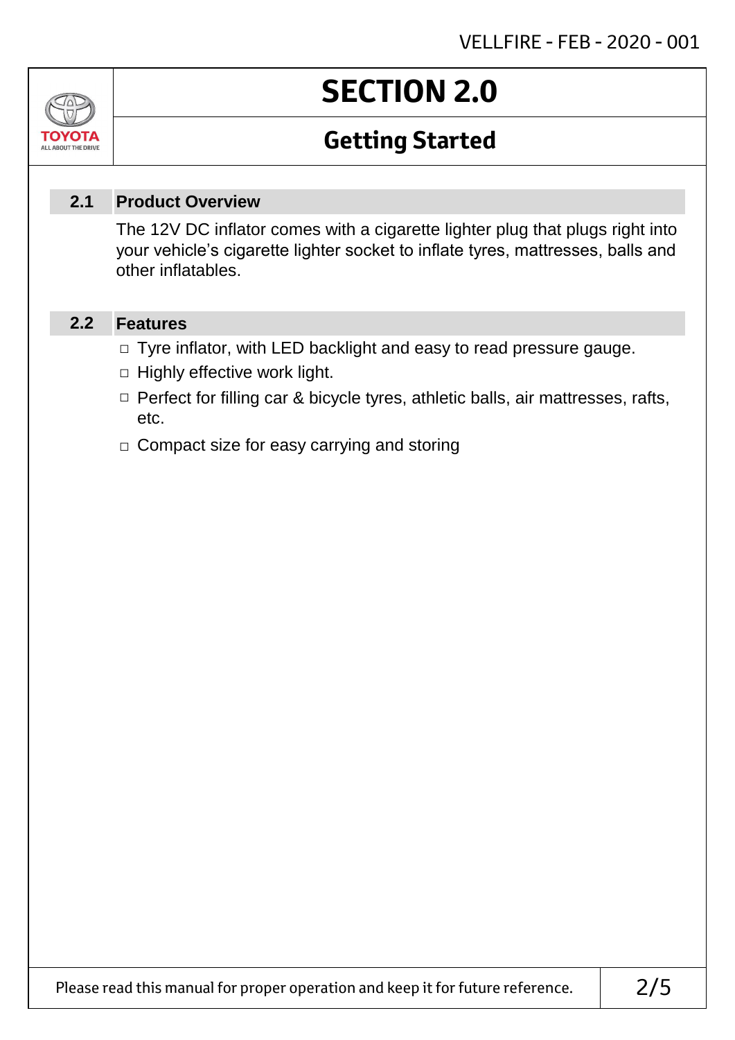# SECTION 2.0

## Getting Started

### 2.1 Product Overview

The 12V DC inflator comes with a cigarette lighter plug that plugs right into your vehicle's cigarette lighter socket to inflate tyres, mattresses, balls and other inflatables.

### 2.2 Features

- Tyre inflator, with LED backlight and easy to read pressure gauge.
- Highly effective work light.
- Perfect for filling car & bicycle tyres, athletic balls, air mattresses, rafts, etc.
- Compact size for easy carrying and storing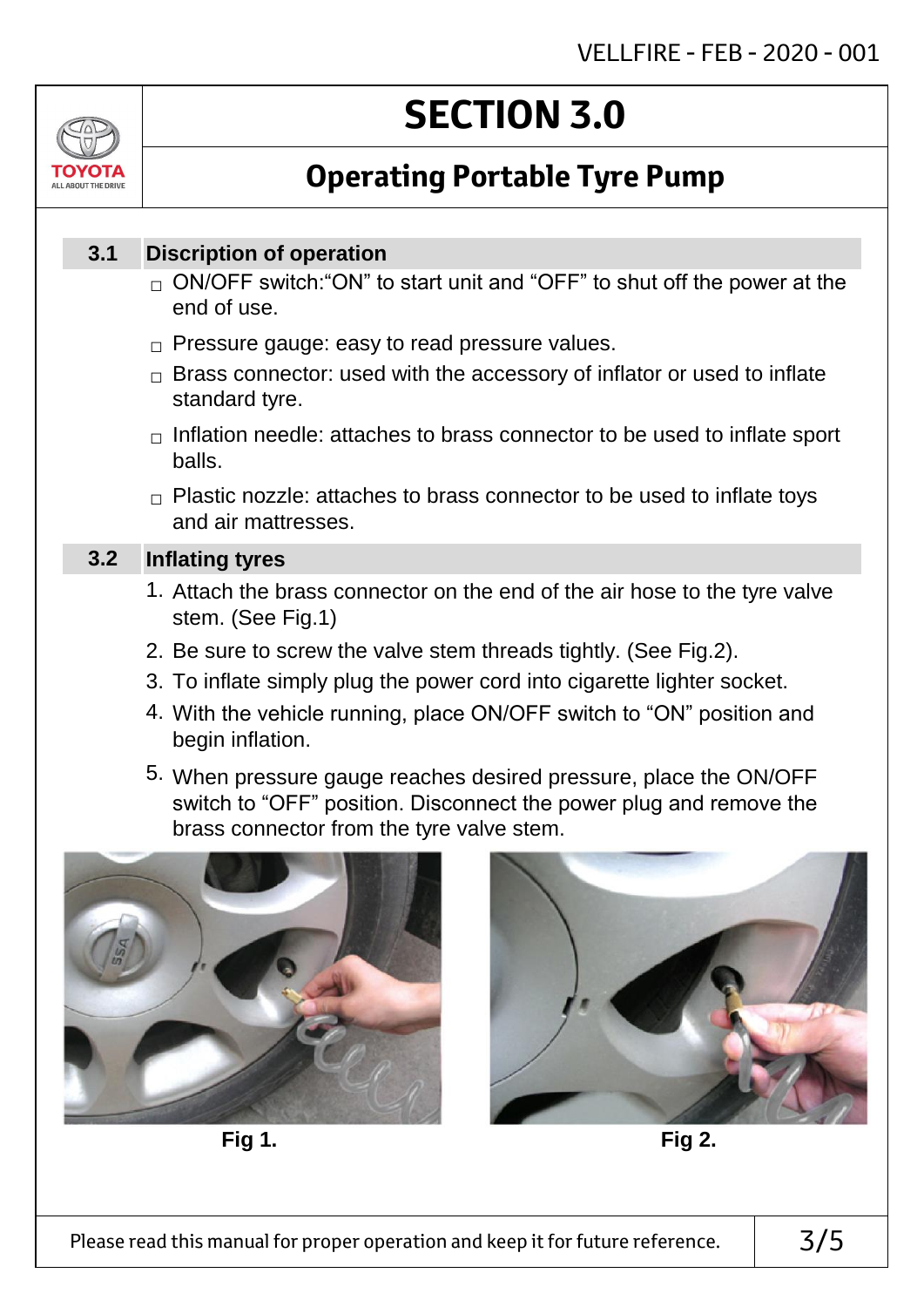# SECTION 3.0

## Operating Portable Tyre Pump

### 3.1 Discription of operation

- ON/OFF switch:"ON" to start unit and "OFF" to shut off the power at the end of use.
- Pressure gauge: easy to read pressure values.
- Brass connector: used with the accessory of inflator or used to inflate standard tyre.
- Inflation needle: attaches to brass connector to be used to inflate sport balls.
- Plastic nozzle: attaches to brass connector to be used to inflate toys and air mattresses.

### 3.2 Inflating tyres

1. Attach the brass connector on the end of the air hose to the tyre valve stem. (See Fig.1)
2. Be sure to screw the valve stem threads tightly. (See Fig.2).
3. To inflate simply plug the power cord into cigarette lighter socket.
4. With the vehicle running, place ON/OFF switch to "ON" position and begin inflation.
5. When pressure gauge reaches desired pressure, place the ON/OFF switch to "OFF" position. Disconnect the power plug and remove the brass connector from the tyre valve stem.

**Fig 1.**

**Fig 2.**

Please read this manual for proper operation and keep it for future reference.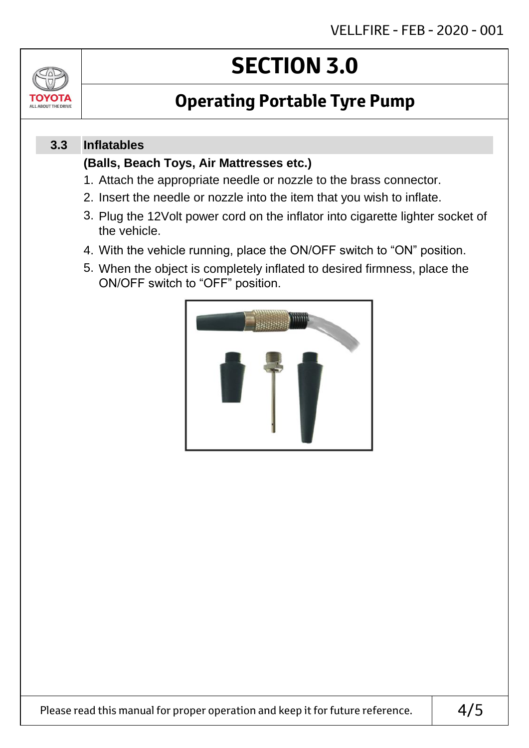# SECTION 3.0

## Operating Portable Tyre Pump

### 3.3 Inflatables

**(Balls, Beach Toys, Air Mattresses etc.)**

1. Attach the appropriate needle or nozzle to the brass connector.
2. Insert the needle or nozzle into the item that you wish to inflate.
3. Plug the 12Volt power cord on the inflator into cigarette lighter socket of the vehicle.
4. With the vehicle running, place the ON/OFF switch to "ON" position.
5. When the object is completely inflated to desired firmness, place the ON/OFF switch to "OFF" position.

Please read this manual for proper operation and keep it for future reference.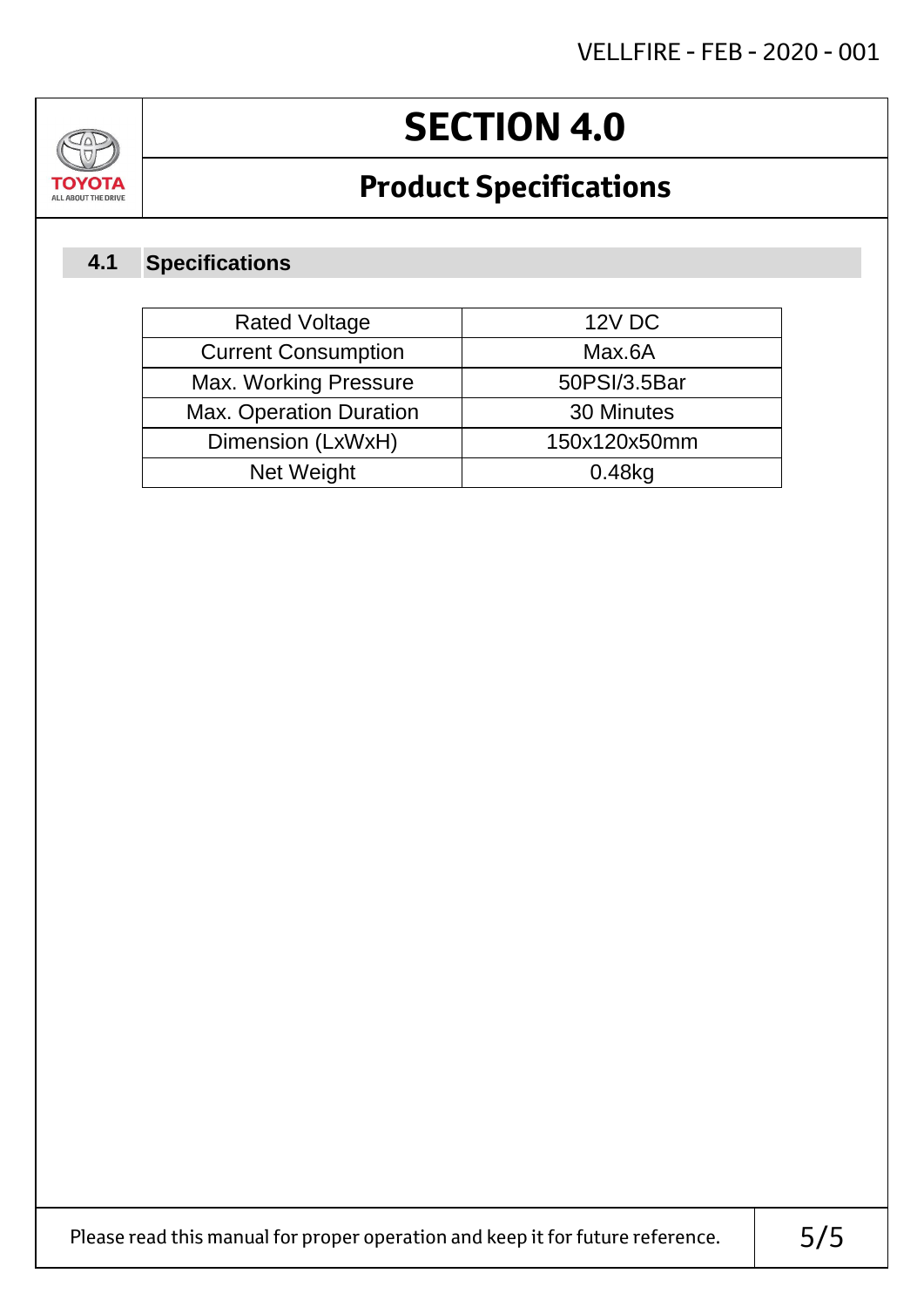# SECTION 4.0

## Product Specifications

### 4.1 Specifications

| | |
|---|---|
| Rated Voltage | 12V DC |
| Current Consumption | Max.6A |
| Max. Working Pressure | 50PSI/3.5Bar |
| Max. Operation Duration | 30 Minutes |
| Dimension (LxWxH) | 150x120x50mm |
| Net Weight | 0.48kg |